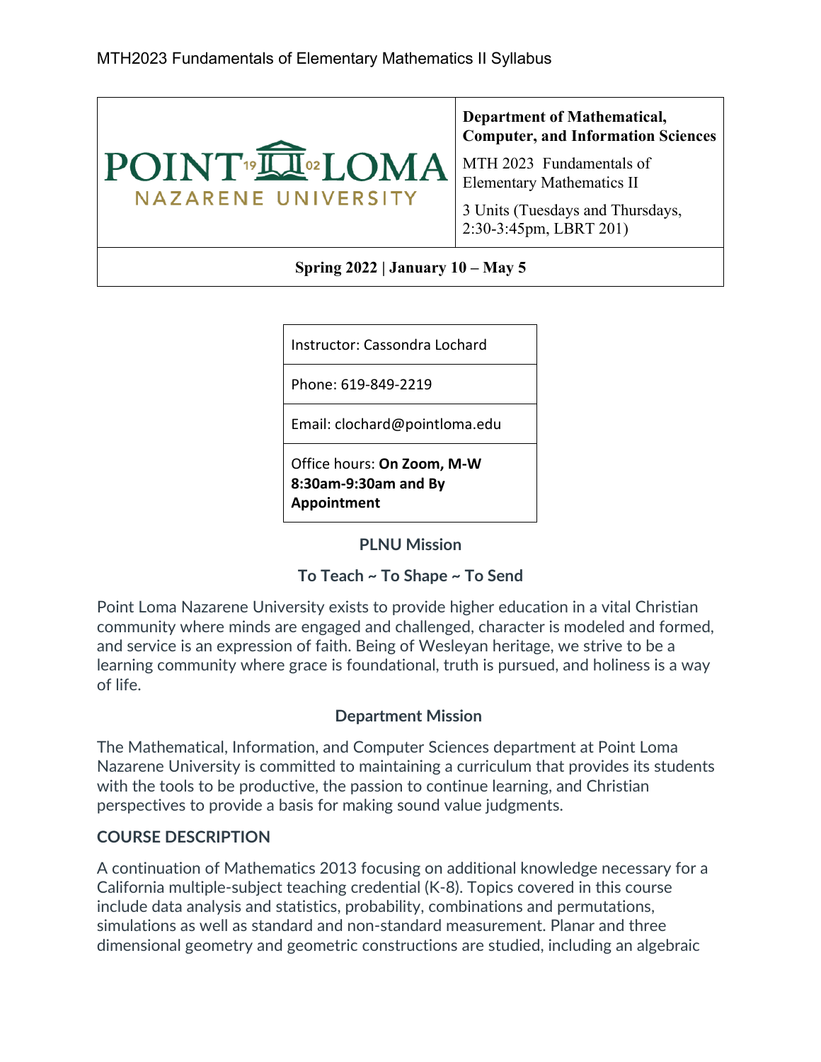MTH2023 Fundamentals of Elementary Mathematics II Syllabus

| POINT LOMA NAZARENE UNIVERSITY | **Department of Mathematical, Computer, and Information Sciences**<br>MTH 2023 Fundamentals of Elementary Mathematics II<br>3 Units (Tuesdays and Thursdays, 2:30-3:45pm, LBRT 201) |
|---|---|
| **Spring 2022 \| January 10 – May 5** | |

| Instructor: Cassondra Lochard |
|---|
| Phone: 619-849-2219 |
| Email: clochard@pointloma.edu |
| Office hours: **On Zoom, M-W 8:30am-9:30am and By Appointment** |

## PLNU Mission

### To Teach ~ To Shape ~ To Send

Point Loma Nazarene University exists to provide higher education in a vital Christian community where minds are engaged and challenged, character is modeled and formed, and service is an expression of faith. Being of Wesleyan heritage, we strive to be a learning community where grace is foundational, truth is pursued, and holiness is a way of life.

## Department Mission

The Mathematical, Information, and Computer Sciences department at Point Loma Nazarene University is committed to maintaining a curriculum that provides its students with the tools to be productive, the passion to continue learning, and Christian perspectives to provide a basis for making sound value judgments.

## COURSE DESCRIPTION

A continuation of Mathematics 2013 focusing on additional knowledge necessary for a California multiple-subject teaching credential (K-8). Topics covered in this course include data analysis and statistics, probability, combinations and permutations, simulations as well as standard and non-standard measurement. Planar and three dimensional geometry and geometric constructions are studied, including an algebraic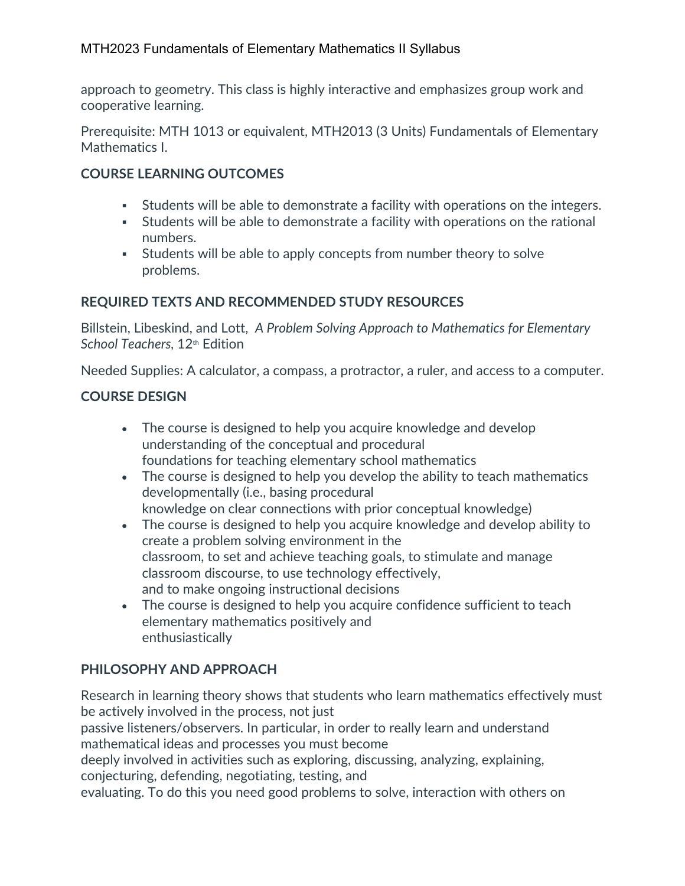approach to geometry. This class is highly interactive and emphasizes group work and cooperative learning.

Prerequisite: MTH 1013 or equivalent, MTH2013 (3 Units) Fundamentals of Elementary Mathematics I.

## COURSE LEARNING OUTCOMES

- Students will be able to demonstrate a facility with operations on the integers.
- Students will be able to demonstrate a facility with operations on the rational numbers.
- Students will be able to apply concepts from number theory to solve problems.

## REQUIRED TEXTS AND RECOMMENDED STUDY RESOURCES

Billstein, Libeskind, and Lott, *A Problem Solving Approach to Mathematics for Elementary School Teachers*, 12th Edition

Needed Supplies: A calculator, a compass, a protractor, a ruler, and access to a computer.

## COURSE DESIGN

- The course is designed to help you acquire knowledge and develop understanding of the conceptual and procedural foundations for teaching elementary school mathematics
- The course is designed to help you develop the ability to teach mathematics developmentally (i.e., basing procedural knowledge on clear connections with prior conceptual knowledge)
- The course is designed to help you acquire knowledge and develop ability to create a problem solving environment in the classroom, to set and achieve teaching goals, to stimulate and manage classroom discourse, to use technology effectively, and to make ongoing instructional decisions
- The course is designed to help you acquire confidence sufficient to teach elementary mathematics positively and enthusiastically

## PHILOSOPHY AND APPROACH

Research in learning theory shows that students who learn mathematics effectively must be actively involved in the process, not just passive listeners/observers. In particular, in order to really learn and understand mathematical ideas and processes you must become deeply involved in activities such as exploring, discussing, analyzing, explaining, conjecturing, defending, negotiating, testing, and evaluating. To do this you need good problems to solve, interaction with others on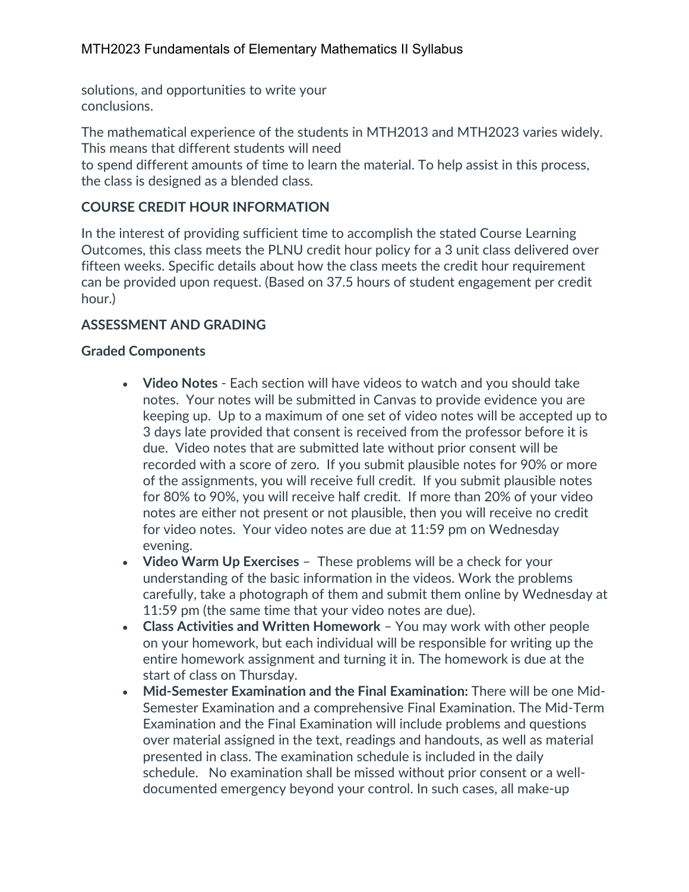solutions, and opportunities to write your conclusions.

The mathematical experience of the students in MTH2013 and MTH2023 varies widely. This means that different students will need to spend different amounts of time to learn the material. To help assist in this process, the class is designed as a blended class.

**COURSE CREDIT HOUR INFORMATION**

In the interest of providing sufficient time to accomplish the stated Course Learning Outcomes, this class meets the PLNU credit hour policy for a 3 unit class delivered over fifteen weeks. Specific details about how the class meets the credit hour requirement can be provided upon request. (Based on 37.5 hours of student engagement per credit hour.)

**ASSESSMENT AND GRADING**

**Graded Components**

- **Video Notes** - Each section will have videos to watch and you should take notes. Your notes will be submitted in Canvas to provide evidence you are keeping up. Up to a maximum of one set of video notes will be accepted up to 3 days late provided that consent is received from the professor before it is due. Video notes that are submitted late without prior consent will be recorded with a score of zero. If you submit plausible notes for 90% or more of the assignments, you will receive full credit. If you submit plausible notes for 80% to 90%, you will receive half credit. If more than 20% of your video notes are either not present or not plausible, then you will receive no credit for video notes. Your video notes are due at 11:59 pm on Wednesday evening.
- **Video Warm Up Exercises** – These problems will be a check for your understanding of the basic information in the videos. Work the problems carefully, take a photograph of them and submit them online by Wednesday at 11:59 pm (the same time that your video notes are due).
- **Class Activities and Written Homework** – You may work with other people on your homework, but each individual will be responsible for writing up the entire homework assignment and turning it in. The homework is due at the start of class on Thursday.
- **Mid-Semester Examination and the Final Examination:** There will be one Mid-Semester Examination and a comprehensive Final Examination. The Mid-Term Examination and the Final Examination will include problems and questions over material assigned in the text, readings and handouts, as well as material presented in class. The examination schedule is included in the daily schedule. No examination shall be missed without prior consent or a well-documented emergency beyond your control. In such cases, all make-up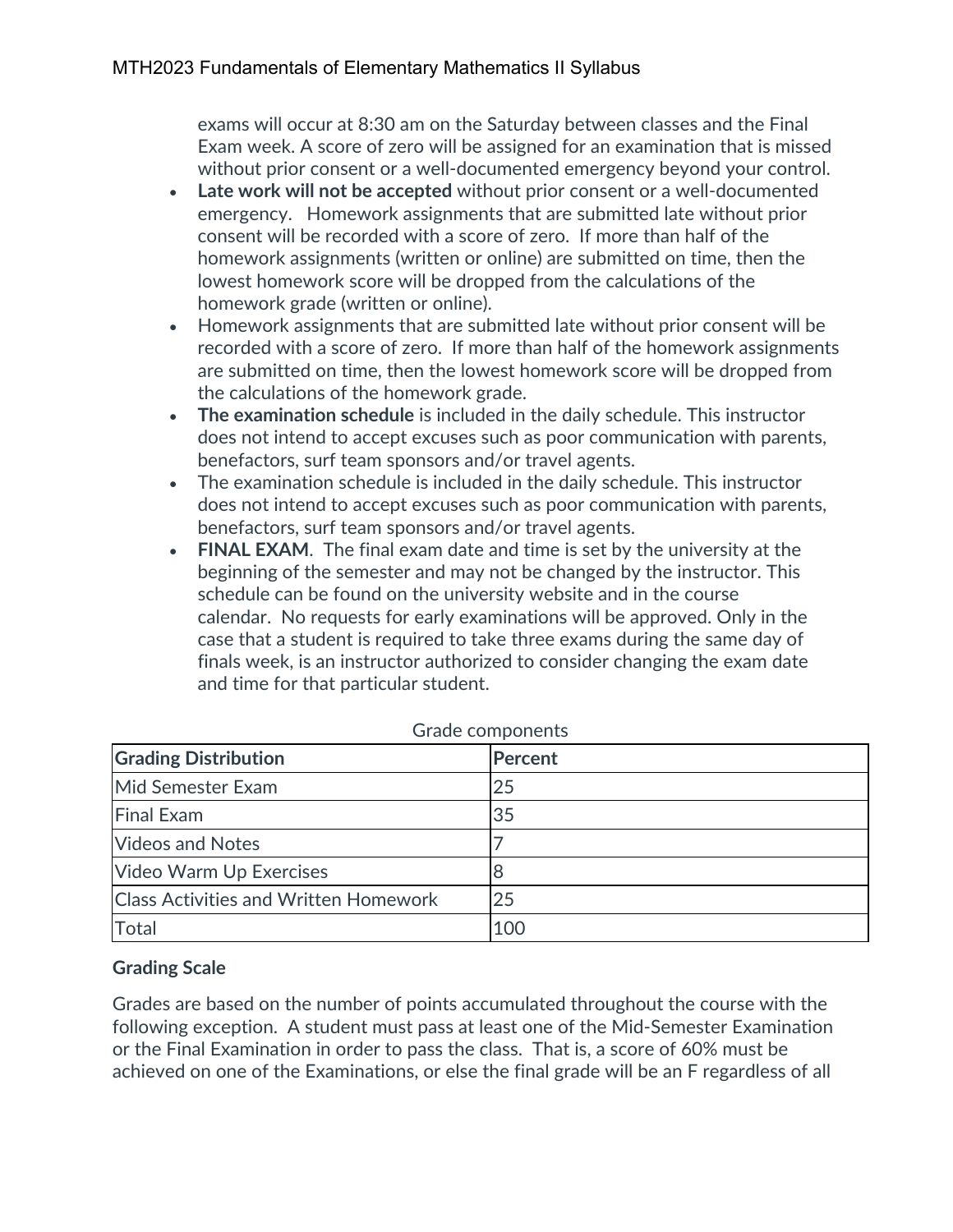exams will occur at 8:30 am on the Saturday between classes and the Final Exam week. A score of zero will be assigned for an examination that is missed without prior consent or a well-documented emergency beyond your control.

- **Late work will not be accepted** without prior consent or a well-documented emergency. Homework assignments that are submitted late without prior consent will be recorded with a score of zero. If more than half of the homework assignments (written or online) are submitted on time, then the lowest homework score will be dropped from the calculations of the homework grade (written or online).
- Homework assignments that are submitted late without prior consent will be recorded with a score of zero. If more than half of the homework assignments are submitted on time, then the lowest homework score will be dropped from the calculations of the homework grade.
- **The examination schedule** is included in the daily schedule. This instructor does not intend to accept excuses such as poor communication with parents, benefactors, surf team sponsors and/or travel agents.
- The examination schedule is included in the daily schedule. This instructor does not intend to accept excuses such as poor communication with parents, benefactors, surf team sponsors and/or travel agents.
- **FINAL EXAM**. The final exam date and time is set by the university at the beginning of the semester and may not be changed by the instructor. This schedule can be found on the university website and in the course calendar. No requests for early examinations will be approved. Only in the case that a student is required to take three exams during the same day of finals week, is an instructor authorized to consider changing the exam date and time for that particular student.

Grade components

| Grading Distribution | Percent |
|---|---|
| Mid Semester Exam | 25 |
| Final Exam | 35 |
| Videos and Notes | 7 |
| Video Warm Up Exercises | 8 |
| Class Activities and Written Homework | 25 |
| Total | 100 |

**Grading Scale**

Grades are based on the number of points accumulated throughout the course with the following exception. A student must pass at least one of the Mid-Semester Examination or the Final Examination in order to pass the class. That is, a score of 60% must be achieved on one of the Examinations, or else the final grade will be an F regardless of all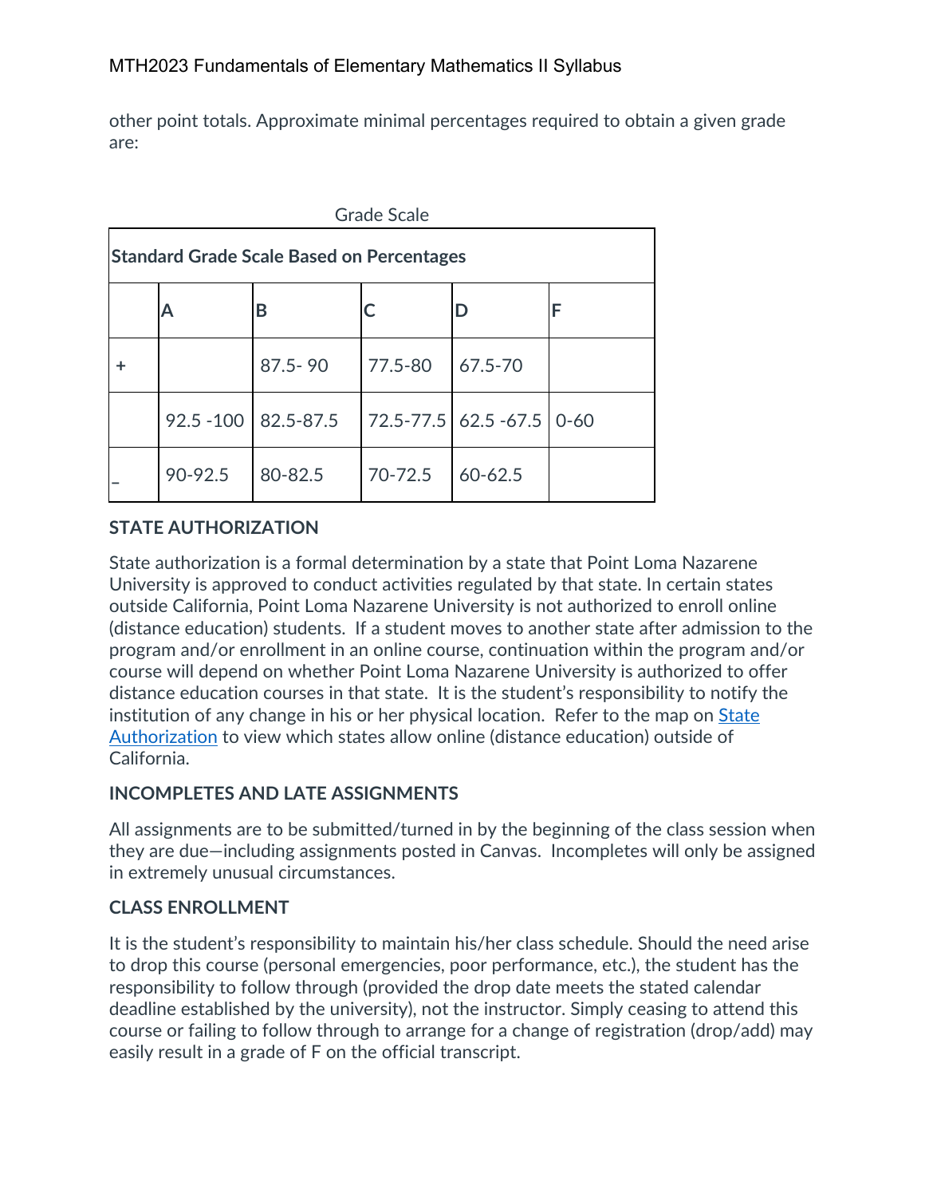other point totals. Approximate minimal percentages required to obtain a given grade are:

Grade Scale

| Standard Grade Scale Based on Percentages | | | | | |
|---|---|---|---|---|---|
| | A | B | C | D | F |
| + | | 87.5- 90 | 77.5-80 | 67.5-70 | |
| | 92.5 -100 | 82.5-87.5 | 72.5-77.5 | 62.5 -67.5 | 0-60 |
| – | 90-92.5 | 80-82.5 | 70-72.5 | 60-62.5 | |

**STATE AUTHORIZATION**

State authorization is a formal determination by a state that Point Loma Nazarene University is approved to conduct activities regulated by that state. In certain states outside California, Point Loma Nazarene University is not authorized to enroll online (distance education) students. If a student moves to another state after admission to the program and/or enrollment in an online course, continuation within the program and/or course will depend on whether Point Loma Nazarene University is authorized to offer distance education courses in that state. It is the student's responsibility to notify the institution of any change in his or her physical location. Refer to the map on State Authorization to view which states allow online (distance education) outside of California.

**INCOMPLETES AND LATE ASSIGNMENTS**

All assignments are to be submitted/turned in by the beginning of the class session when they are due—including assignments posted in Canvas. Incompletes will only be assigned in extremely unusual circumstances.

**CLASS ENROLLMENT**

It is the student's responsibility to maintain his/her class schedule. Should the need arise to drop this course (personal emergencies, poor performance, etc.), the student has the responsibility to follow through (provided the drop date meets the stated calendar deadline established by the university), not the instructor. Simply ceasing to attend this course or failing to follow through to arrange for a change of registration (drop/add) may easily result in a grade of F on the official transcript.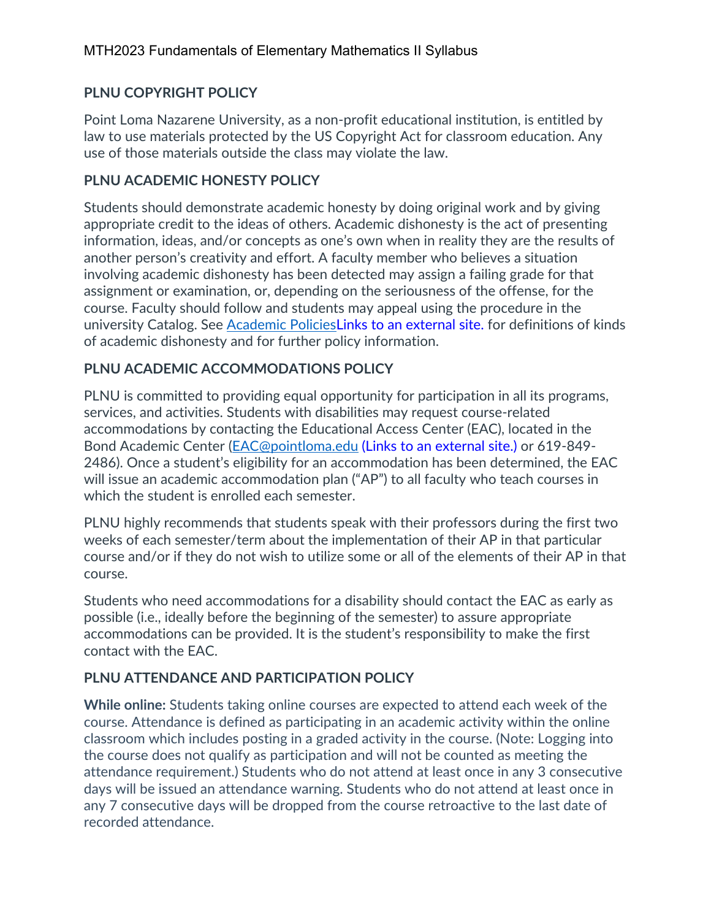## PLNU COPYRIGHT POLICY

Point Loma Nazarene University, as a non-profit educational institution, is entitled by law to use materials protected by the US Copyright Act for classroom education. Any use of those materials outside the class may violate the law.

## PLNU ACADEMIC HONESTY POLICY

Students should demonstrate academic honesty by doing original work and by giving appropriate credit to the ideas of others. Academic dishonesty is the act of presenting information, ideas, and/or concepts as one's own when in reality they are the results of another person's creativity and effort. A faculty member who believes a situation involving academic dishonesty has been detected may assign a failing grade for that assignment or examination, or, depending on the seriousness of the offense, for the course. Faculty should follow and students may appeal using the procedure in the university Catalog. See Academic PoliciesLinks to an external site. for definitions of kinds of academic dishonesty and for further policy information.

## PLNU ACADEMIC ACCOMMODATIONS POLICY

PLNU is committed to providing equal opportunity for participation in all its programs, services, and activities. Students with disabilities may request course-related accommodations by contacting the Educational Access Center (EAC), located in the Bond Academic Center (EAC@pointloma.edu (Links to an external site.) or 619-849-2486). Once a student's eligibility for an accommodation has been determined, the EAC will issue an academic accommodation plan ("AP") to all faculty who teach courses in which the student is enrolled each semester.

PLNU highly recommends that students speak with their professors during the first two weeks of each semester/term about the implementation of their AP in that particular course and/or if they do not wish to utilize some or all of the elements of their AP in that course.

Students who need accommodations for a disability should contact the EAC as early as possible (i.e., ideally before the beginning of the semester) to assure appropriate accommodations can be provided. It is the student's responsibility to make the first contact with the EAC.

## PLNU ATTENDANCE AND PARTICIPATION POLICY

**While online:** Students taking online courses are expected to attend each week of the course. Attendance is defined as participating in an academic activity within the online classroom which includes posting in a graded activity in the course. (Note: Logging into the course does not qualify as participation and will not be counted as meeting the attendance requirement.) Students who do not attend at least once in any 3 consecutive days will be issued an attendance warning. Students who do not attend at least once in any 7 consecutive days will be dropped from the course retroactive to the last date of recorded attendance.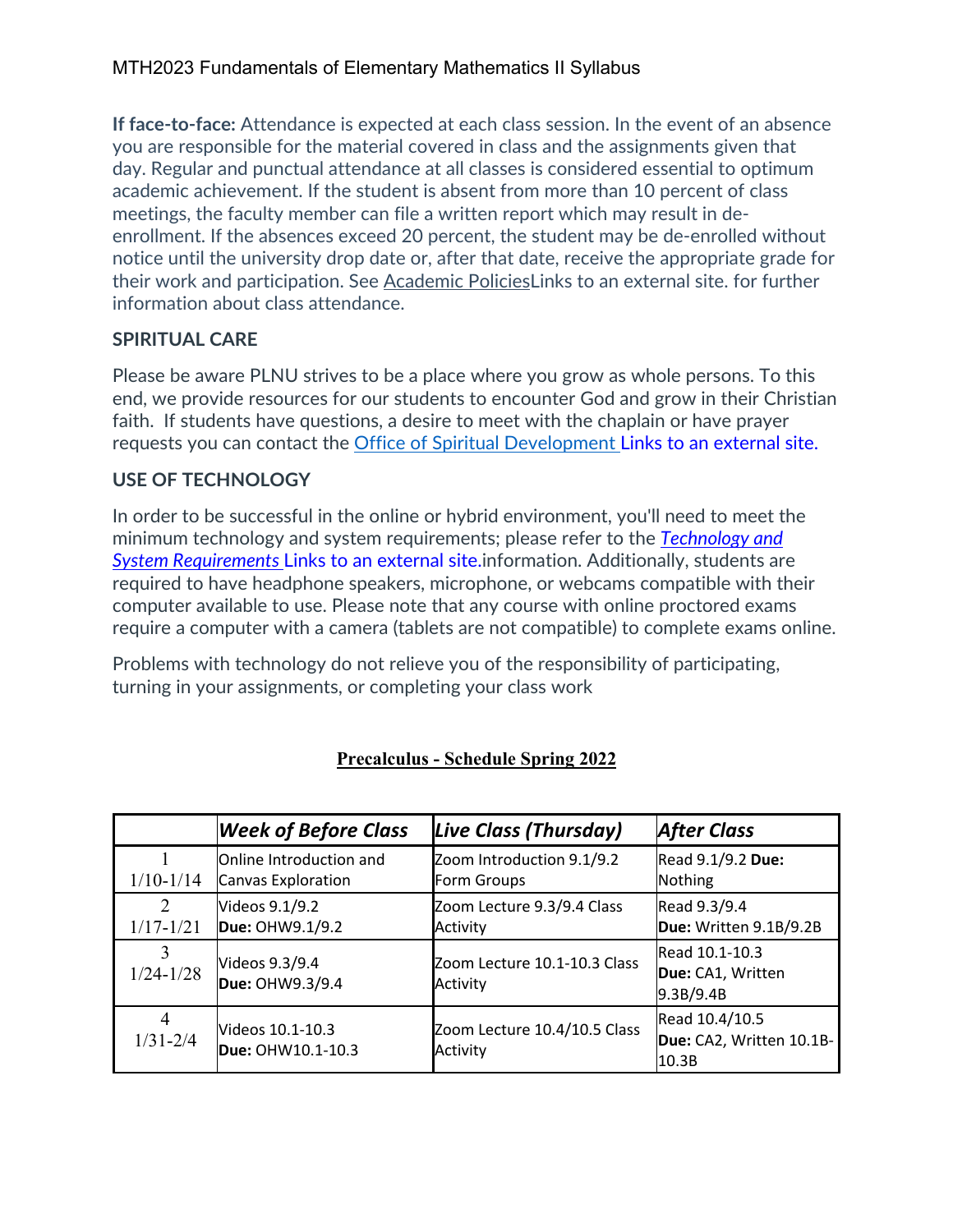**If face-to-face:** Attendance is expected at each class session. In the event of an absence you are responsible for the material covered in class and the assignments given that day. Regular and punctual attendance at all classes is considered essential to optimum academic achievement. If the student is absent from more than 10 percent of class meetings, the faculty member can file a written report which may result in de-enrollment. If the absences exceed 20 percent, the student may be de-enrolled without notice until the university drop date or, after that date, receive the appropriate grade for their work and participation. See Academic PoliciesLinks to an external site. for further information about class attendance.

## SPIRITUAL CARE

Please be aware PLNU strives to be a place where you grow as whole persons. To this end, we provide resources for our students to encounter God and grow in their Christian faith. If students have questions, a desire to meet with the chaplain or have prayer requests you can contact the Office of Spiritual Development Links to an external site.

## USE OF TECHNOLOGY

In order to be successful in the online or hybrid environment, you'll need to meet the minimum technology and system requirements; please refer to the *Technology and System Requirements* Links to an external site.information. Additionally, students are required to have headphone speakers, microphone, or webcams compatible with their computer available to use. Please note that any course with online proctored exams require a computer with a camera (tablets are not compatible) to complete exams online.

Problems with technology do not relieve you of the responsibility of participating, turning in your assignments, or completing your class work

**Precalculus - Schedule Spring 2022**

| | *Week of Before Class* | *Live Class (Thursday)* | *After Class* |
|---|---|---|---|
| 1<br>1/10-1/14 | Online Introduction and Canvas Exploration | Zoom Introduction 9.1/9.2 Form Groups | Read 9.1/9.2 **Due:** Nothing |
| 2<br>1/17-1/21 | Videos 9.1/9.2<br>**Due:** OHW9.1/9.2 | Zoom Lecture 9.3/9.4 Class Activity | Read 9.3/9.4<br>**Due:** Written 9.1B/9.2B |
| 3<br>1/24-1/28 | Videos 9.3/9.4<br>**Due:** OHW9.3/9.4 | Zoom Lecture 10.1-10.3 Class Activity | Read 10.1-10.3<br>**Due:** CA1, Written 9.3B/9.4B |
| 4<br>1/31-2/4 | Videos 10.1-10.3<br>**Due:** OHW10.1-10.3 | Zoom Lecture 10.4/10.5 Class Activity | Read 10.4/10.5<br>**Due:** CA2, Written 10.1B-10.3B |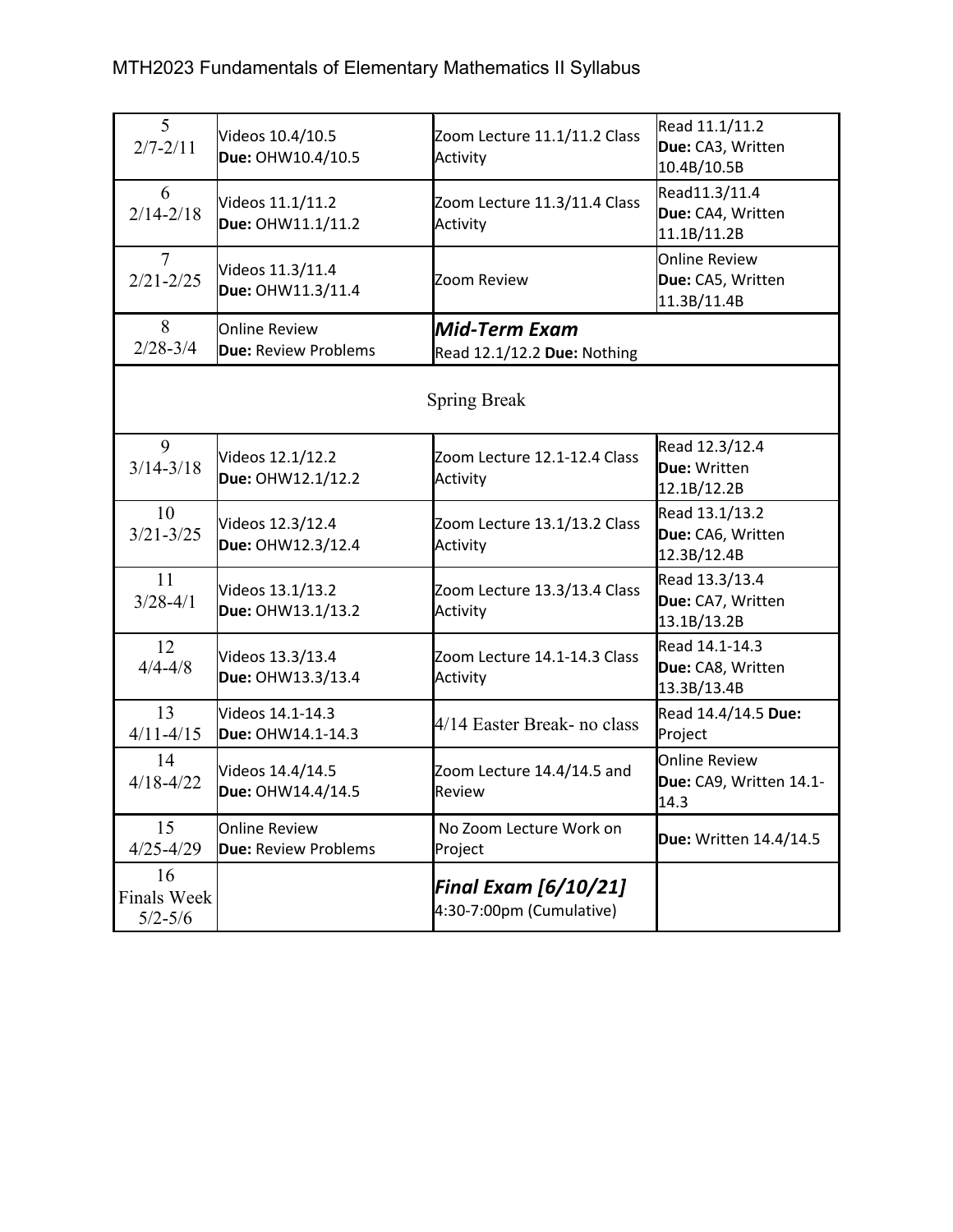| | | | |
|---|---|---|---|
| 5<br>2/7-2/11 | Videos 10.4/10.5<br>**Due:** OHW10.4/10.5 | Zoom Lecture 11.1/11.2 Class Activity | Read 11.1/11.2<br>**Due:** CA3, Written 10.4B/10.5B |
| 6<br>2/14-2/18 | Videos 11.1/11.2<br>**Due:** OHW11.1/11.2 | Zoom Lecture 11.3/11.4 Class Activity | Read11.3/11.4<br>**Due:** CA4, Written 11.1B/11.2B |
| 7<br>2/21-2/25 | Videos 11.3/11.4<br>**Due:** OHW11.3/11.4 | Zoom Review | Online Review<br>**Due:** CA5, Written 11.3B/11.4B |
| 8<br>2/28-3/4 | Online Review<br>**Due:** Review Problems | ***Mid-Term Exam***<br>Read 12.1/12.2 **Due:** Nothing | |
| | | Spring Break | |
| 9<br>3/14-3/18 | Videos 12.1/12.2<br>**Due:** OHW12.1/12.2 | Zoom Lecture 12.1-12.4 Class Activity | Read 12.3/12.4<br>**Due:** Written 12.1B/12.2B |
| 10<br>3/21-3/25 | Videos 12.3/12.4<br>**Due:** OHW12.3/12.4 | Zoom Lecture 13.1/13.2 Class Activity | Read 13.1/13.2<br>**Due:** CA6, Written 12.3B/12.4B |
| 11<br>3/28-4/1 | Videos 13.1/13.2<br>**Due:** OHW13.1/13.2 | Zoom Lecture 13.3/13.4 Class Activity | Read 13.3/13.4<br>**Due:** CA7, Written 13.1B/13.2B |
| 12<br>4/4-4/8 | Videos 13.3/13.4<br>**Due:** OHW13.3/13.4 | Zoom Lecture 14.1-14.3 Class Activity | Read 14.1-14.3<br>**Due:** CA8, Written 13.3B/13.4B |
| 13<br>4/11-4/15 | Videos 14.1-14.3<br>**Due:** OHW14.1-14.3 | 4/14 Easter Break- no class | Read 14.4/14.5 **Due:** Project |
| 14<br>4/18-4/22 | Videos 14.4/14.5<br>**Due:** OHW14.4/14.5 | Zoom Lecture 14.4/14.5 and Review | Online Review<br>**Due:** CA9, Written 14.1-14.3 |
| 15<br>4/25-4/29 | Online Review<br>**Due:** Review Problems | No Zoom Lecture Work on Project | **Due:** Written 14.4/14.5 |
| 16<br>Finals Week<br>5/2-5/6 | | ***Final Exam [6/10/21]***<br>4:30-7:00pm (Cumulative) | |